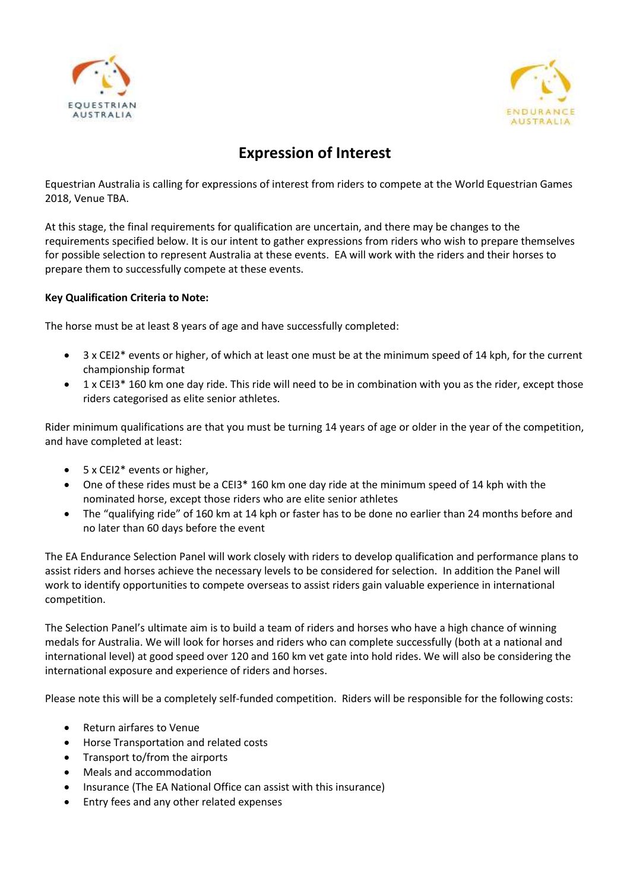EQUESTRIAN AUSTRALIA

ENDURANCE AUSTRALIA

# Expression of Interest

Equestrian Australia is calling for expressions of interest from riders to compete at the World Equestrian Games 2018, Venue TBA.

At this stage, the final requirements for qualification are uncertain, and there may be changes to the requirements specified below. It is our intent to gather expressions from riders who wish to prepare themselves for possible selection to represent Australia at these events. EA will work with the riders and their horses to prepare them to successfully compete at these events.

**Key Qualification Criteria to Note:**

The horse must be at least 8 years of age and have successfully completed:

- 3 x CEI2* events or higher, of which at least one must be at the minimum speed of 14 kph, for the current championship format
- 1 x CEI3* 160 km one day ride. This ride will need to be in combination with you as the rider, except those riders categorised as elite senior athletes.

Rider minimum qualifications are that you must be turning 14 years of age or older in the year of the competition, and have completed at least:

- 5 x CEI2* events or higher,
- One of these rides must be a CEI3* 160 km one day ride at the minimum speed of 14 kph with the nominated horse, except those riders who are elite senior athletes
- The "qualifying ride" of 160 km at 14 kph or faster has to be done no earlier than 24 months before and no later than 60 days before the event

The EA Endurance Selection Panel will work closely with riders to develop qualification and performance plans to assist riders and horses achieve the necessary levels to be considered for selection. In addition the Panel will work to identify opportunities to compete overseas to assist riders gain valuable experience in international competition.

The Selection Panel's ultimate aim is to build a team of riders and horses who have a high chance of winning medals for Australia. We will look for horses and riders who can complete successfully (both at a national and international level) at good speed over 120 and 160 km vet gate into hold rides. We will also be considering the international exposure and experience of riders and horses.

Please note this will be a completely self-funded competition. Riders will be responsible for the following costs:

- Return airfares to Venue
- Horse Transportation and related costs
- Transport to/from the airports
- Meals and accommodation
- Insurance (The EA National Office can assist with this insurance)
- Entry fees and any other related expenses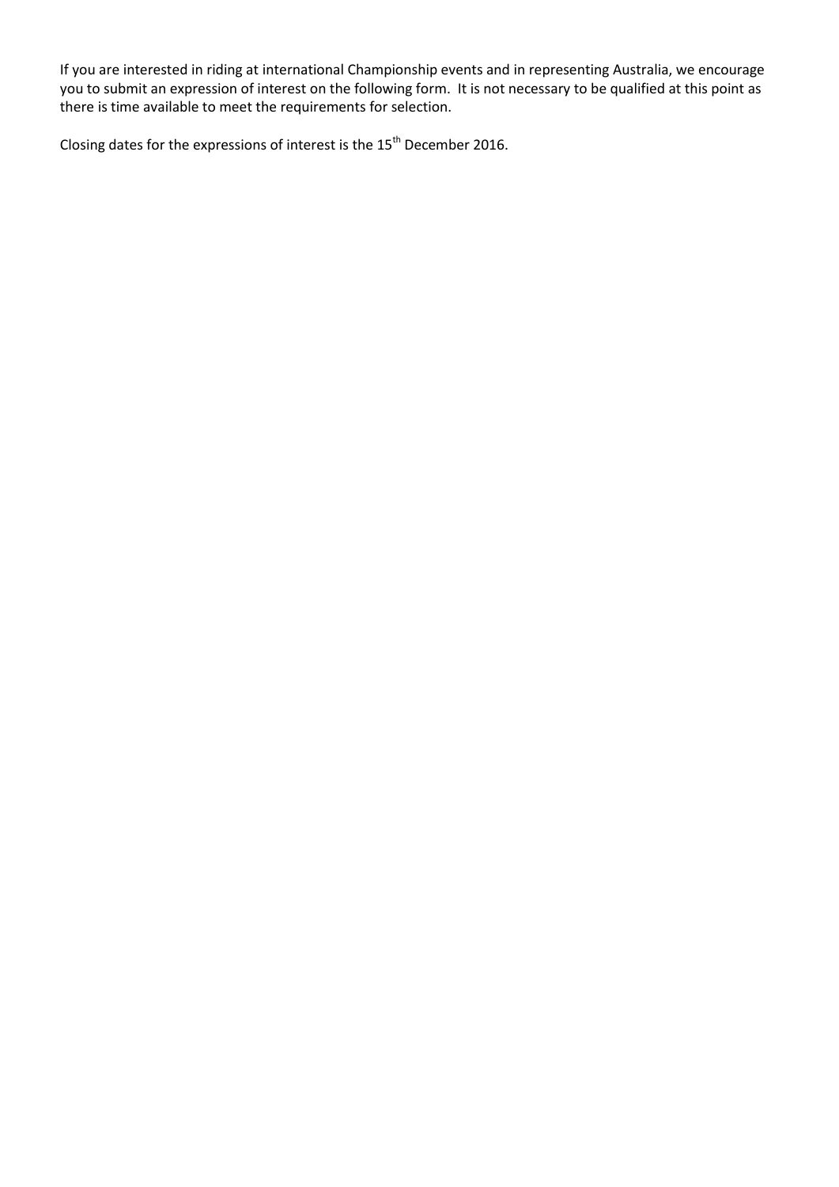If you are interested in riding at international Championship events and in representing Australia, we encourage you to submit an expression of interest on the following form. It is not necessary to be qualified at this point as there is time available to meet the requirements for selection.

Closing dates for the expressions of interest is the 15th December 2016.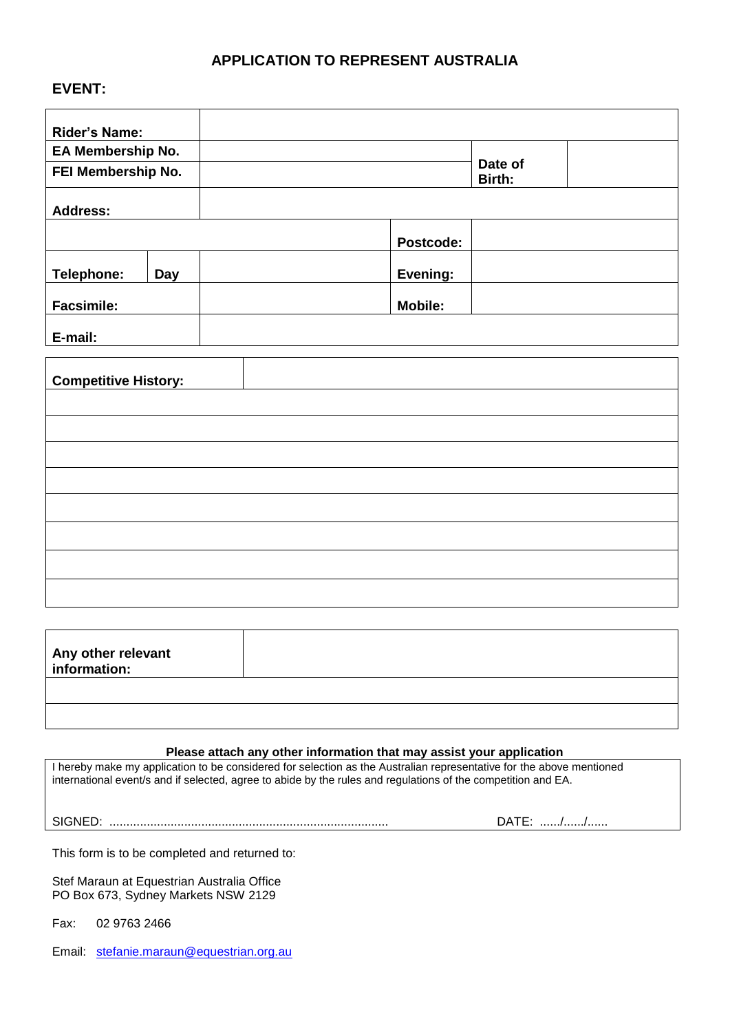# APPLICATION TO REPRESENT AUSTRALIA

## EVENT:

| | | | | |
|---|---|---|---|---|
| **Rider's Name:** | | | | |
| **EA Membership No.** | | | **Date of Birth:** | |
| **FEI Membership No.** | | | | |
| **Address:** | | | | |
| | | **Postcode:** | | |
| **Telephone:** **Day** | | **Evening:** | | |
| **Facsimile:** | | **Mobile:** | | |
| **E-mail:** | | | | |

| | |
|---|---|
| **Competitive History:** | |
| | |
| | |
| | |
| | |
| | |
| | |
| | |
| | |

| | |
|---|---|
| **Any other relevant information:** | |
| | |
| | |

**Please attach any other information that may assist your application**

I hereby make my application to be considered for selection as the Australian representative for the above mentioned international event/s and if selected, agree to abide by the rules and regulations of the competition and EA.

SIGNED: ..................................................................................  DATE: ....../....../......

This form is to be completed and returned to:

Stef Maraun at Equestrian Australia Office
PO Box 673, Sydney Markets NSW 2129

Fax: 02 9763 2466

Email: stefanie.maraun@equestrian.org.au